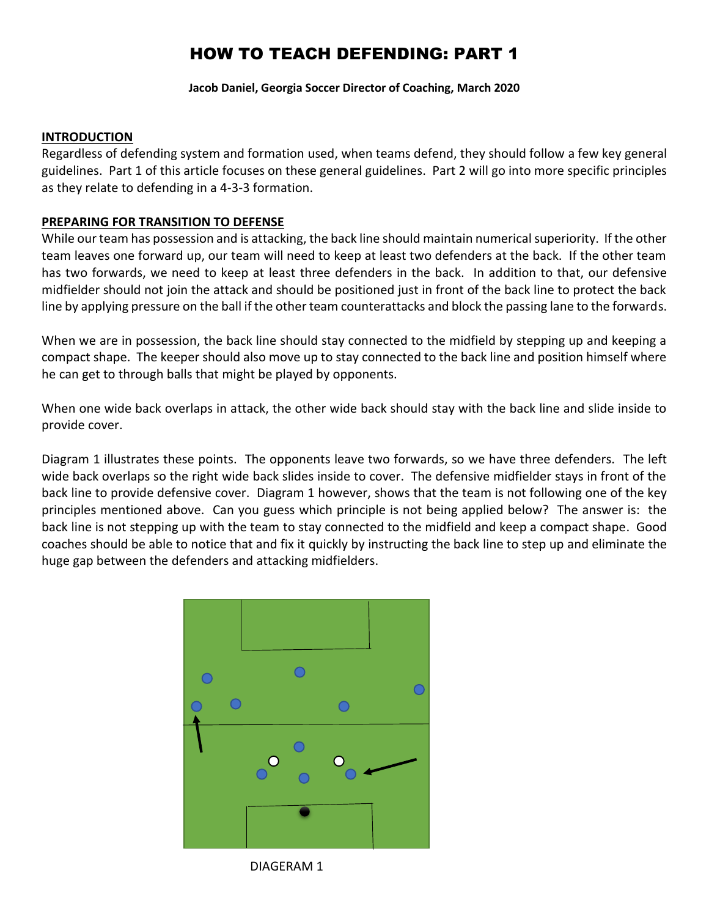# HOW TO TEACH DEFENDING: PART 1

**Jacob Daniel, Georgia Soccer Director of Coaching, March 2020**

## INTRODUCTION

Regardless of defending system and formation used, when teams defend, they should follow a few key general guidelines. Part 1 of this article focuses on these general guidelines. Part 2 will go into more specific principles as they relate to defending in a 4-3-3 formation.

## PREPARING FOR TRANSITION TO DEFENSE

While our team has possession and is attacking, the back line should maintain numerical superiority. If the other team leaves one forward up, our team will need to keep at least two defenders at the back. If the other team has two forwards, we need to keep at least three defenders in the back. In addition to that, our defensive midfielder should not join the attack and should be positioned just in front of the back line to protect the back line by applying pressure on the ball if the other team counterattacks and block the passing lane to the forwards.

When we are in possession, the back line should stay connected to the midfield by stepping up and keeping a compact shape. The keeper should also move up to stay connected to the back line and position himself where he can get to through balls that might be played by opponents.

When one wide back overlaps in attack, the other wide back should stay with the back line and slide inside to provide cover.

Diagram 1 illustrates these points. The opponents leave two forwards, so we have three defenders. The left wide back overlaps so the right wide back slides inside to cover. The defensive midfielder stays in front of the back line to provide defensive cover. Diagram 1 however, shows that the team is not following one of the key principles mentioned above. Can you guess which principle is not being applied below? The answer is: the back line is not stepping up with the team to stay connected to the midfield and keep a compact shape. Good coaches should be able to notice that and fix it quickly by instructing the back line to step up and eliminate the huge gap between the defenders and attacking midfielders.

DIAGERAM 1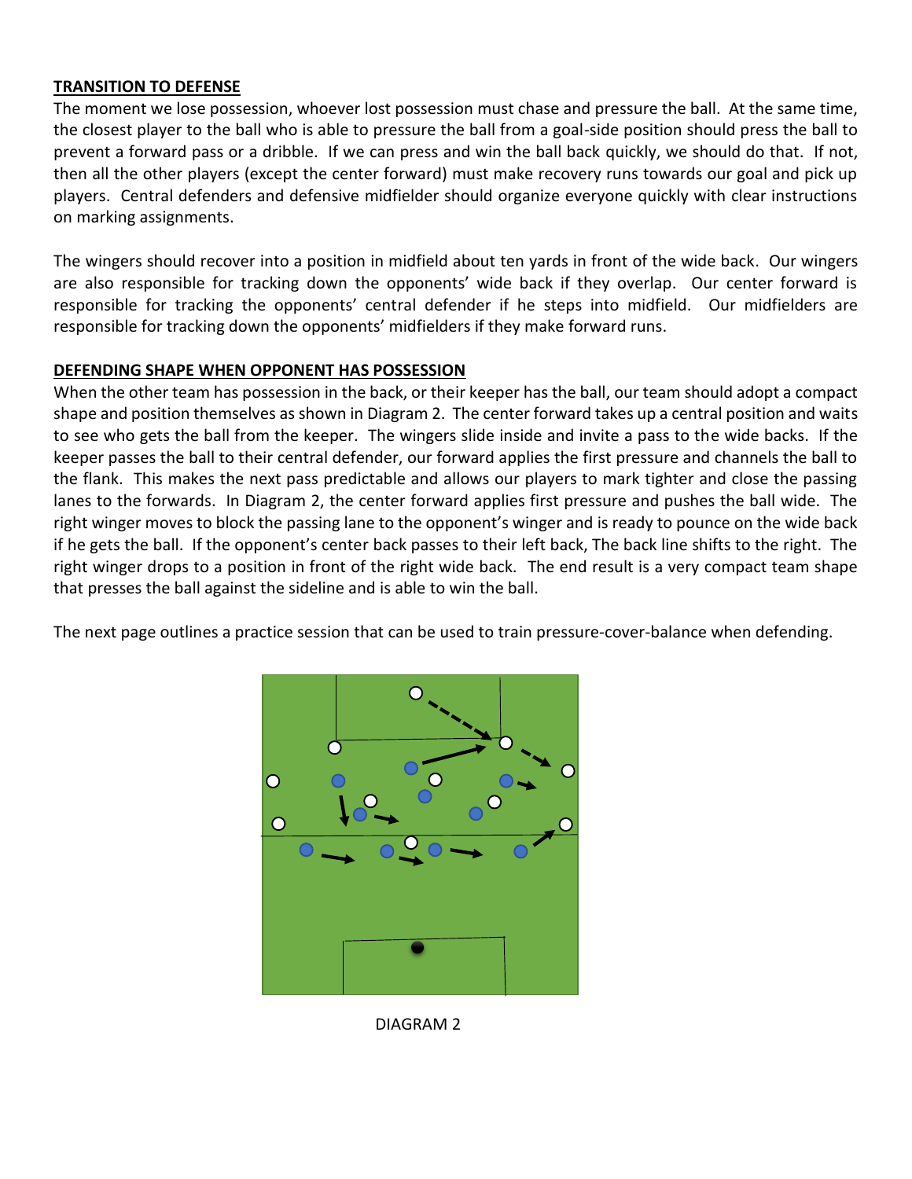## TRANSITION TO DEFENSE

The moment we lose possession, whoever lost possession must chase and pressure the ball. At the same time, the closest player to the ball who is able to pressure the ball from a goal-side position should press the ball to prevent a forward pass or a dribble. If we can press and win the ball back quickly, we should do that. If not, then all the other players (except the center forward) must make recovery runs towards our goal and pick up players. Central defenders and defensive midfielder should organize everyone quickly with clear instructions on marking assignments.

The wingers should recover into a position in midfield about ten yards in front of the wide back. Our wingers are also responsible for tracking down the opponents' wide back if they overlap. Our center forward is responsible for tracking the opponents' central defender if he steps into midfield. Our midfielders are responsible for tracking down the opponents' midfielders if they make forward runs.

## DEFENDING SHAPE WHEN OPPONENT HAS POSSESSION

When the other team has possession in the back, or their keeper has the ball, our team should adopt a compact shape and position themselves as shown in Diagram 2. The center forward takes up a central position and waits to see who gets the ball from the keeper. The wingers slide inside and invite a pass to the wide backs. If the keeper passes the ball to their central defender, our forward applies the first pressure and channels the ball to the flank. This makes the next pass predictable and allows our players to mark tighter and close the passing lanes to the forwards. In Diagram 2, the center forward applies first pressure and pushes the ball wide. The right winger moves to block the passing lane to the opponent's winger and is ready to pounce on the wide back if he gets the ball. If the opponent's center back passes to their left back, The back line shifts to the right. The right winger drops to a position in front of the right wide back. The end result is a very compact team shape that presses the ball against the sideline and is able to win the ball.

The next page outlines a practice session that can be used to train pressure-cover-balance when defending.

DIAGRAM 2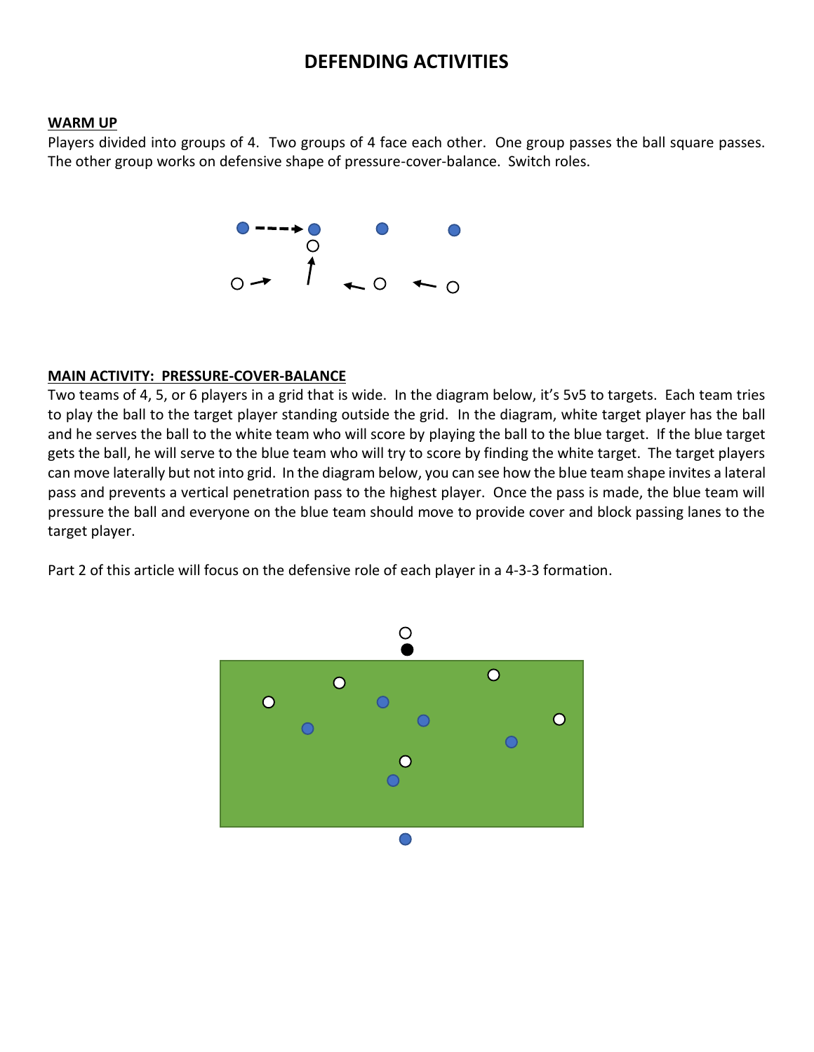# DEFENDING ACTIVITIES

**WARM UP**

Players divided into groups of 4. Two groups of 4 face each other. One group passes the ball square passes. The other group works on defensive shape of pressure-cover-balance. Switch roles.

**MAIN ACTIVITY: PRESSURE-COVER-BALANCE**

Two teams of 4, 5, or 6 players in a grid that is wide. In the diagram below, it's 5v5 to targets. Each team tries to play the ball to the target player standing outside the grid. In the diagram, white target player has the ball and he serves the ball to the white team who will score by playing the ball to the blue target. If the blue target gets the ball, he will serve to the blue team who will try to score by finding the white target. The target players can move laterally but not into grid. In the diagram below, you can see how the blue team shape invites a lateral pass and prevents a vertical penetration pass to the highest player. Once the pass is made, the blue team will pressure the ball and everyone on the blue team should move to provide cover and block passing lanes to the target player.

Part 2 of this article will focus on the defensive role of each player in a 4-3-3 formation.